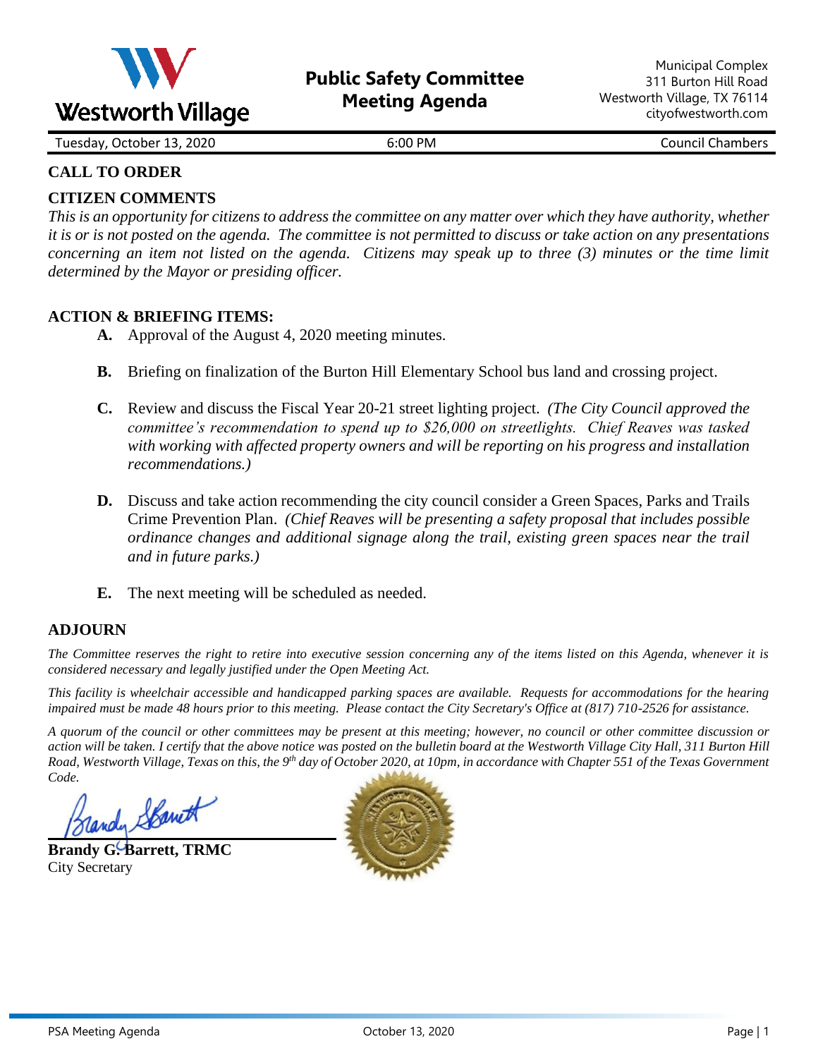Westworth Village

# Public Safety Committee Meeting Agenda

Municipal Complex
311 Burton Hill Road
Westworth Village, TX 76114
cityofwestworth.com

Tuesday, October 13, 2020 | 6:00 PM | Council Chambers

## CALL TO ORDER

## CITIZEN COMMENTS

*This is an opportunity for citizens to address the committee on any matter over which they have authority, whether it is or is not posted on the agenda. The committee is not permitted to discuss or take action on any presentations concerning an item not listed on the agenda. Citizens may speak up to three (3) minutes or the time limit determined by the Mayor or presiding officer.*

## ACTION & BRIEFING ITEMS:

**A.** Approval of the August 4, 2020 meeting minutes.

**B.** Briefing on finalization of the Burton Hill Elementary School bus land and crossing project.

**C.** Review and discuss the Fiscal Year 20-21 street lighting project. *(The City Council approved the committee's recommendation to spend up to $26,000 on streetlights. Chief Reaves was tasked with working with affected property owners and will be reporting on his progress and installation recommendations.)*

**D.** Discuss and take action recommending the city council consider a Green Spaces, Parks and Trails Crime Prevention Plan. *(Chief Reaves will be presenting a safety proposal that includes possible ordinance changes and additional signage along the trail, existing green spaces near the trail and in future parks.)*

**E.** The next meeting will be scheduled as needed.

## ADJOURN

*The Committee reserves the right to retire into executive session concerning any of the items listed on this Agenda, whenever it is considered necessary and legally justified under the Open Meeting Act.*

*This facility is wheelchair accessible and handicapped parking spaces are available. Requests for accommodations for the hearing impaired must be made 48 hours prior to this meeting. Please contact the City Secretary's Office at (817) 710-2526 for assistance.*

*A quorum of the council or other committees may be present at this meeting; however, no council or other committee discussion or action will be taken. I certify that the above notice was posted on the bulletin board at the Westworth Village City Hall, 311 Burton Hill Road, Westworth Village, Texas on this, the 9th day of October 2020, at 10pm, in accordance with Chapter 551 of the Texas Government Code.*

**Brandy G. Barrett, TRMC**
City Secretary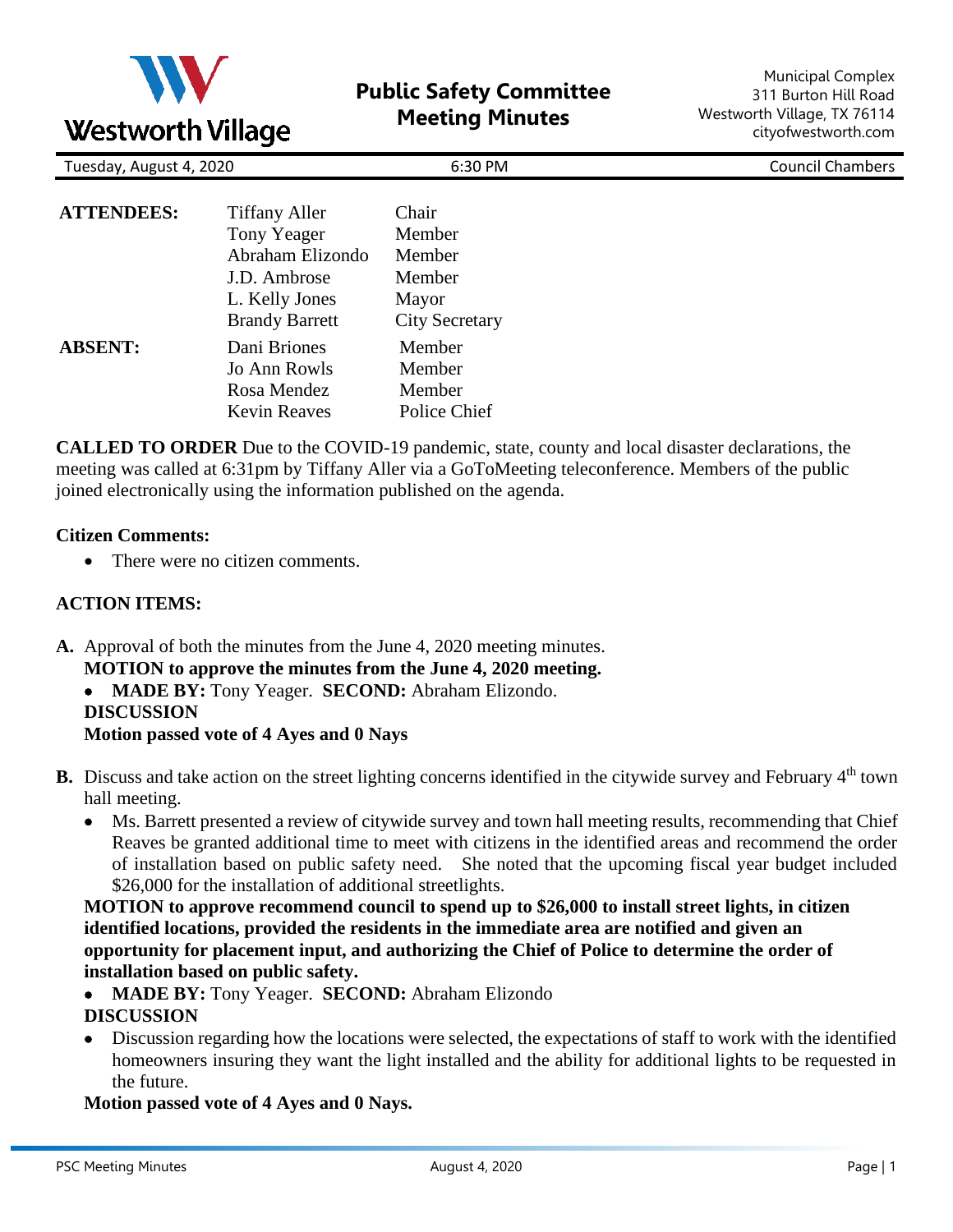# Public Safety Committee Meeting Minutes

Westworth Village

Municipal Complex
311 Burton Hill Road
Westworth Village, TX 76114
cityofwestworth.com

Tuesday, August 4, 2020 | 6:30 PM | Council Chambers

| | | |
|---|---|---|
| **ATTENDEES:** | Tiffany Aller | Chair |
| | Tony Yeager | Member |
| | Abraham Elizondo | Member |
| | J.D. Ambrose | Member |
| | L. Kelly Jones | Mayor |
| | Brandy Barrett | City Secretary |
| **ABSENT:** | Dani Briones | Member |
| | Jo Ann Rowls | Member |
| | Rosa Mendez | Member |
| | Kevin Reaves | Police Chief |

**CALLED TO ORDER** Due to the COVID-19 pandemic, state, county and local disaster declarations, the meeting was called at 6:31pm by Tiffany Aller via a GoToMeeting teleconference. Members of the public joined electronically using the information published on the agenda.

**Citizen Comments:**

- There were no citizen comments.

**ACTION ITEMS:**

**A.** Approval of both the minutes from the June 4, 2020 meeting minutes.
**MOTION to approve the minutes from the June 4, 2020 meeting.**
- **MADE BY:** Tony Yeager. **SECOND:** Abraham Elizondo.

**DISCUSSION**
**Motion passed vote of 4 Ayes and 0 Nays**

**B.** Discuss and take action on the street lighting concerns identified in the citywide survey and February 4th town hall meeting.
- Ms. Barrett presented a review of citywide survey and town hall meeting results, recommending that Chief Reaves be granted additional time to meet with citizens in the identified areas and recommend the order of installation based on public safety need. She noted that the upcoming fiscal year budget included $26,000 for the installation of additional streetlights.

**MOTION to approve recommend council to spend up to $26,000 to install street lights, in citizen identified locations, provided the residents in the immediate area are notified and given an opportunity for placement input, and authorizing the Chief of Police to determine the order of installation based on public safety.**
- **MADE BY:** Tony Yeager. **SECOND:** Abraham Elizondo

**DISCUSSION**
- Discussion regarding how the locations were selected, the expectations of staff to work with the identified homeowners insuring they want the light installed and the ability for additional lights to be requested in the future.

**Motion passed vote of 4 Ayes and 0 Nays.**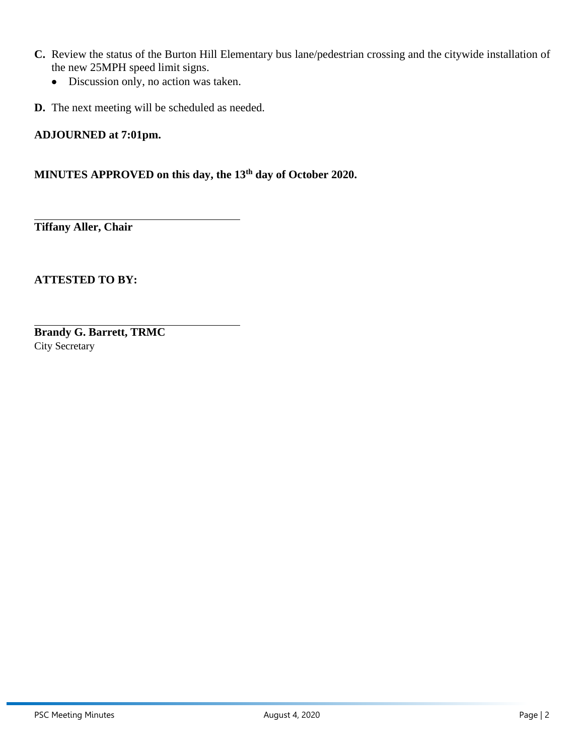**C.** Review the status of the Burton Hill Elementary bus lane/pedestrian crossing and the citywide installation of the new 25MPH speed limit signs.

- Discussion only, no action was taken.

**D.** The next meeting will be scheduled as needed.

**ADJOURNED at 7:01pm.**

**MINUTES APPROVED on this day, the 13th day of October 2020.**

\_\_\_\_\_\_\_\_\_\_\_\_\_\_\_\_\_\_\_\_\_\_\_\_\_\_\_\_\_\_\_\_\_\_\_\_

**Tiffany Aller, Chair**

**ATTESTED TO BY:**

\_\_\_\_\_\_\_\_\_\_\_\_\_\_\_\_\_\_\_\_\_\_\_\_\_\_\_\_\_\_\_\_\_\_\_\_

**Brandy G. Barrett, TRMC**
City Secretary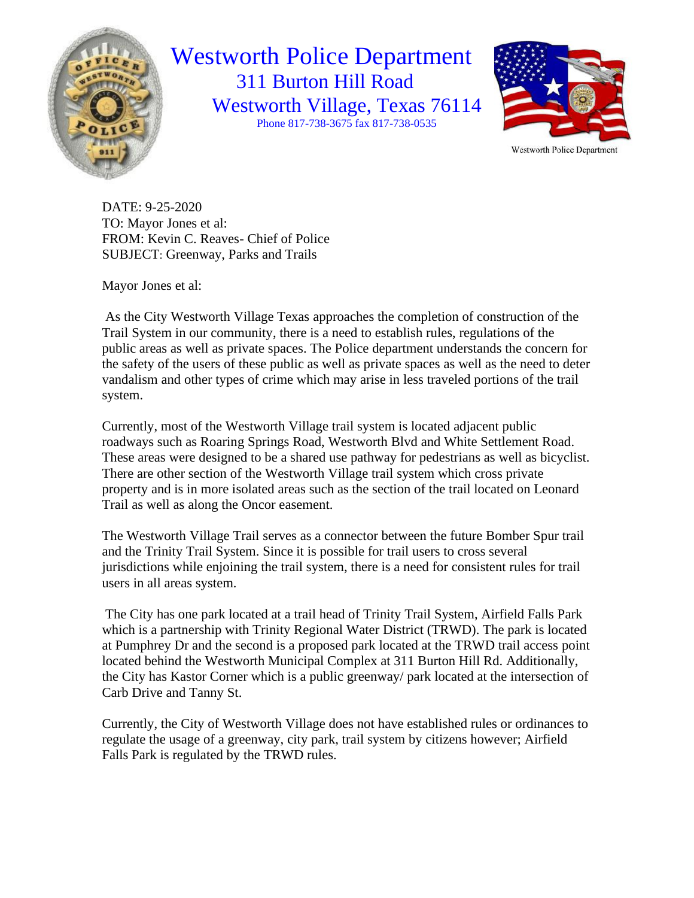# Westworth Police Department

311 Burton Hill Road
Westworth Village, Texas 76114
Phone 817-738-3675 fax 817-738-0535

Westworth Police Department

DATE: 9-25-2020
TO: Mayor Jones et al:
FROM: Kevin C. Reaves- Chief of Police
SUBJECT: Greenway, Parks and Trails

Mayor Jones et al:

As the City Westworth Village Texas approaches the completion of construction of the Trail System in our community, there is a need to establish rules, regulations of the public areas as well as private spaces. The Police department understands the concern for the safety of the users of these public as well as private spaces as well as the need to deter vandalism and other types of crime which may arise in less traveled portions of the trail system.

Currently, most of the Westworth Village trail system is located adjacent public roadways such as Roaring Springs Road, Westworth Blvd and White Settlement Road. These areas were designed to be a shared use pathway for pedestrians as well as bicyclist. There are other section of the Westworth Village trail system which cross private property and is in more isolated areas such as the section of the trail located on Leonard Trail as well as along the Oncor easement.

The Westworth Village Trail serves as a connector between the future Bomber Spur trail and the Trinity Trail System. Since it is possible for trail users to cross several jurisdictions while enjoining the trail system, there is a need for consistent rules for trail users in all areas system.

The City has one park located at a trail head of Trinity Trail System, Airfield Falls Park which is a partnership with Trinity Regional Water District (TRWD). The park is located at Pumphrey Dr and the second is a proposed park located at the TRWD trail access point located behind the Westworth Municipal Complex at 311 Burton Hill Rd. Additionally, the City has Kastor Corner which is a public greenway/ park located at the intersection of Carb Drive and Tanny St.

Currently, the City of Westworth Village does not have established rules or ordinances to regulate the usage of a greenway, city park, trail system by citizens however; Airfield Falls Park is regulated by the TRWD rules.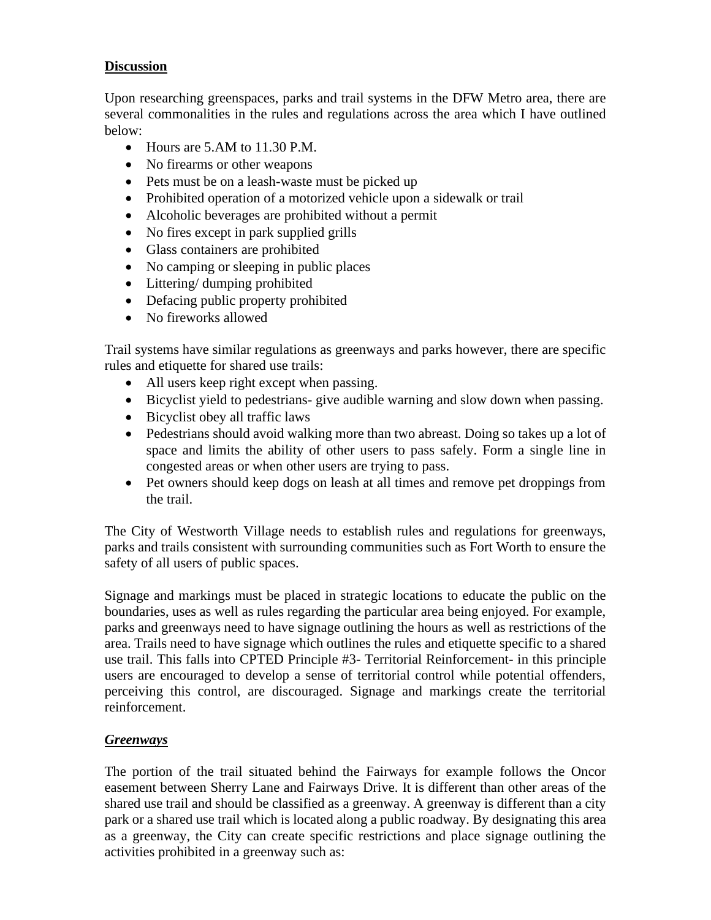**Discussion**

Upon researching greenspaces, parks and trail systems in the DFW Metro area, there are several commonalities in the rules and regulations across the area which I have outlined below:

- Hours are 5.AM to 11.30 P.M.
- No firearms or other weapons
- Pets must be on a leash-waste must be picked up
- Prohibited operation of a motorized vehicle upon a sidewalk or trail
- Alcoholic beverages are prohibited without a permit
- No fires except in park supplied grills
- Glass containers are prohibited
- No camping or sleeping in public places
- Littering/ dumping prohibited
- Defacing public property prohibited
- No fireworks allowed

Trail systems have similar regulations as greenways and parks however, there are specific rules and etiquette for shared use trails:

- All users keep right except when passing.
- Bicyclist yield to pedestrians- give audible warning and slow down when passing.
- Bicyclist obey all traffic laws
- Pedestrians should avoid walking more than two abreast. Doing so takes up a lot of space and limits the ability of other users to pass safely. Form a single line in congested areas or when other users are trying to pass.
- Pet owners should keep dogs on leash at all times and remove pet droppings from the trail.

The City of Westworth Village needs to establish rules and regulations for greenways, parks and trails consistent with surrounding communities such as Fort Worth to ensure the safety of all users of public spaces.

Signage and markings must be placed in strategic locations to educate the public on the boundaries, uses as well as rules regarding the particular area being enjoyed. For example, parks and greenways need to have signage outlining the hours as well as restrictions of the area. Trails need to have signage which outlines the rules and etiquette specific to a shared use trail. This falls into CPTED Principle #3- Territorial Reinforcement- in this principle users are encouraged to develop a sense of territorial control while potential offenders, perceiving this control, are discouraged. Signage and markings create the territorial reinforcement.

***Greenways***

The portion of the trail situated behind the Fairways for example follows the Oncor easement between Sherry Lane and Fairways Drive. It is different than other areas of the shared use trail and should be classified as a greenway. A greenway is different than a city park or a shared use trail which is located along a public roadway. By designating this area as a greenway, the City can create specific restrictions and place signage outlining the activities prohibited in a greenway such as: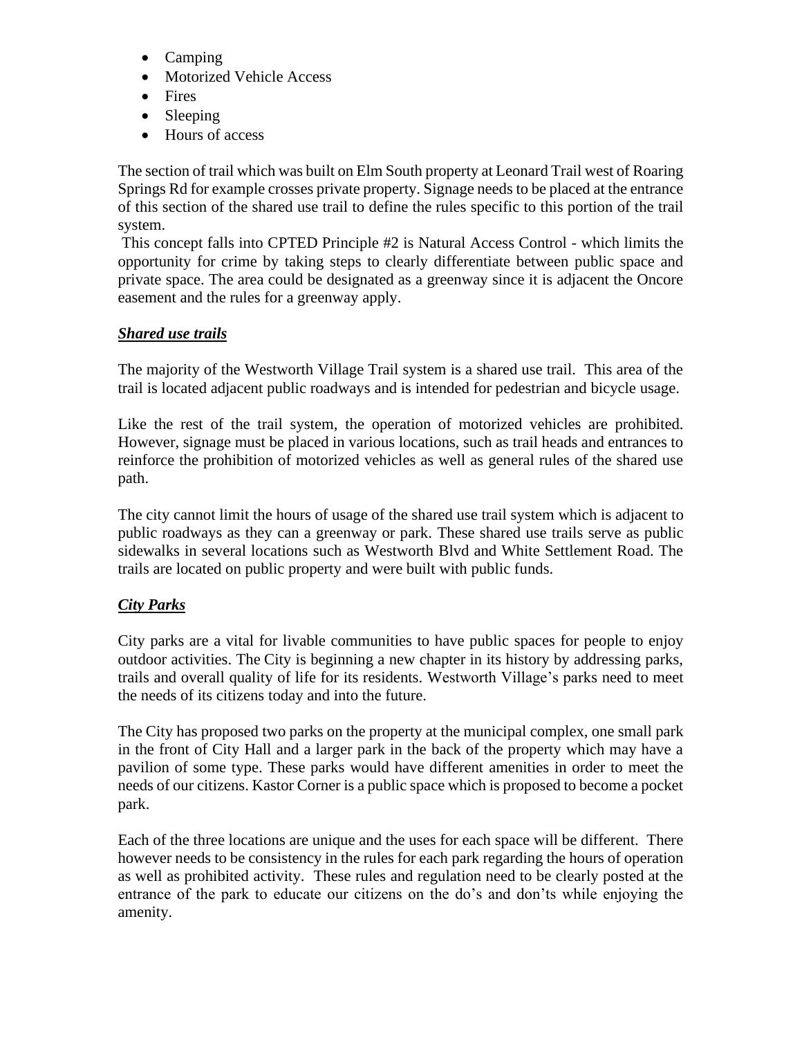- Camping
- Motorized Vehicle Access
- Fires
- Sleeping
- Hours of access

The section of trail which was built on Elm South property at Leonard Trail west of Roaring Springs Rd for example crosses private property. Signage needs to be placed at the entrance of this section of the shared use trail to define the rules specific to this portion of the trail system.

This concept falls into CPTED Principle #2 is Natural Access Control - which limits the opportunity for crime by taking steps to clearly differentiate between public space and private space. The area could be designated as a greenway since it is adjacent the Oncore easement and the rules for a greenway apply.

***Shared use trails***

The majority of the Westworth Village Trail system is a shared use trail. This area of the trail is located adjacent public roadways and is intended for pedestrian and bicycle usage.

Like the rest of the trail system, the operation of motorized vehicles are prohibited. However, signage must be placed in various locations, such as trail heads and entrances to reinforce the prohibition of motorized vehicles as well as general rules of the shared use path.

The city cannot limit the hours of usage of the shared use trail system which is adjacent to public roadways as they can a greenway or park. These shared use trails serve as public sidewalks in several locations such as Westworth Blvd and White Settlement Road. The trails are located on public property and were built with public funds.

***City Parks***

City parks are a vital for livable communities to have public spaces for people to enjoy outdoor activities. The City is beginning a new chapter in its history by addressing parks, trails and overall quality of life for its residents. Westworth Village's parks need to meet the needs of its citizens today and into the future.

The City has proposed two parks on the property at the municipal complex, one small park in the front of City Hall and a larger park in the back of the property which may have a pavilion of some type. These parks would have different amenities in order to meet the needs of our citizens. Kastor Corner is a public space which is proposed to become a pocket park.

Each of the three locations are unique and the uses for each space will be different. There however needs to be consistency in the rules for each park regarding the hours of operation as well as prohibited activity. These rules and regulation need to be clearly posted at the entrance of the park to educate our citizens on the do's and don'ts while enjoying the amenity.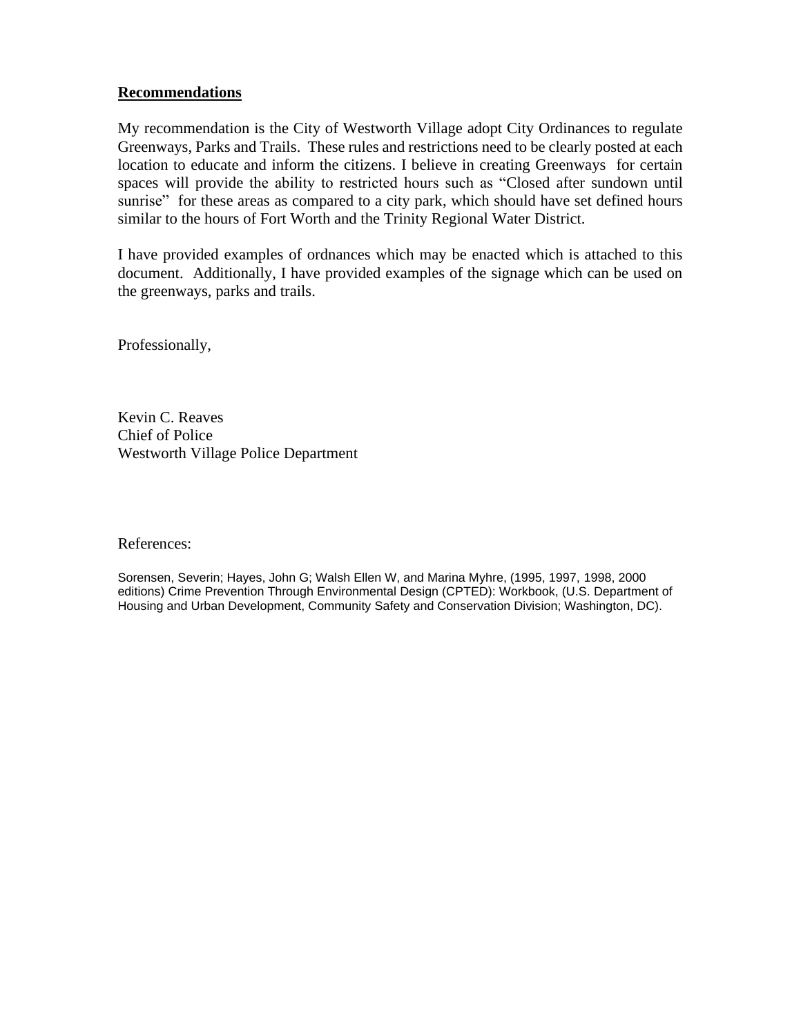**Recommendations**

My recommendation is the City of Westworth Village adopt City Ordinances to regulate Greenways, Parks and Trails. These rules and restrictions need to be clearly posted at each location to educate and inform the citizens. I believe in creating Greenways for certain spaces will provide the ability to restricted hours such as "Closed after sundown until sunrise" for these areas as compared to a city park, which should have set defined hours similar to the hours of Fort Worth and the Trinity Regional Water District.

I have provided examples of ordnances which may be enacted which is attached to this document. Additionally, I have provided examples of the signage which can be used on the greenways, parks and trails.

Professionally,

Kevin C. Reaves
Chief of Police
Westworth Village Police Department

References:

Sorensen, Severin; Hayes, John G; Walsh Ellen W, and Marina Myhre, (1995, 1997, 1998, 2000 editions) Crime Prevention Through Environmental Design (CPTED): Workbook, (U.S. Department of Housing and Urban Development, Community Safety and Conservation Division; Washington, DC).